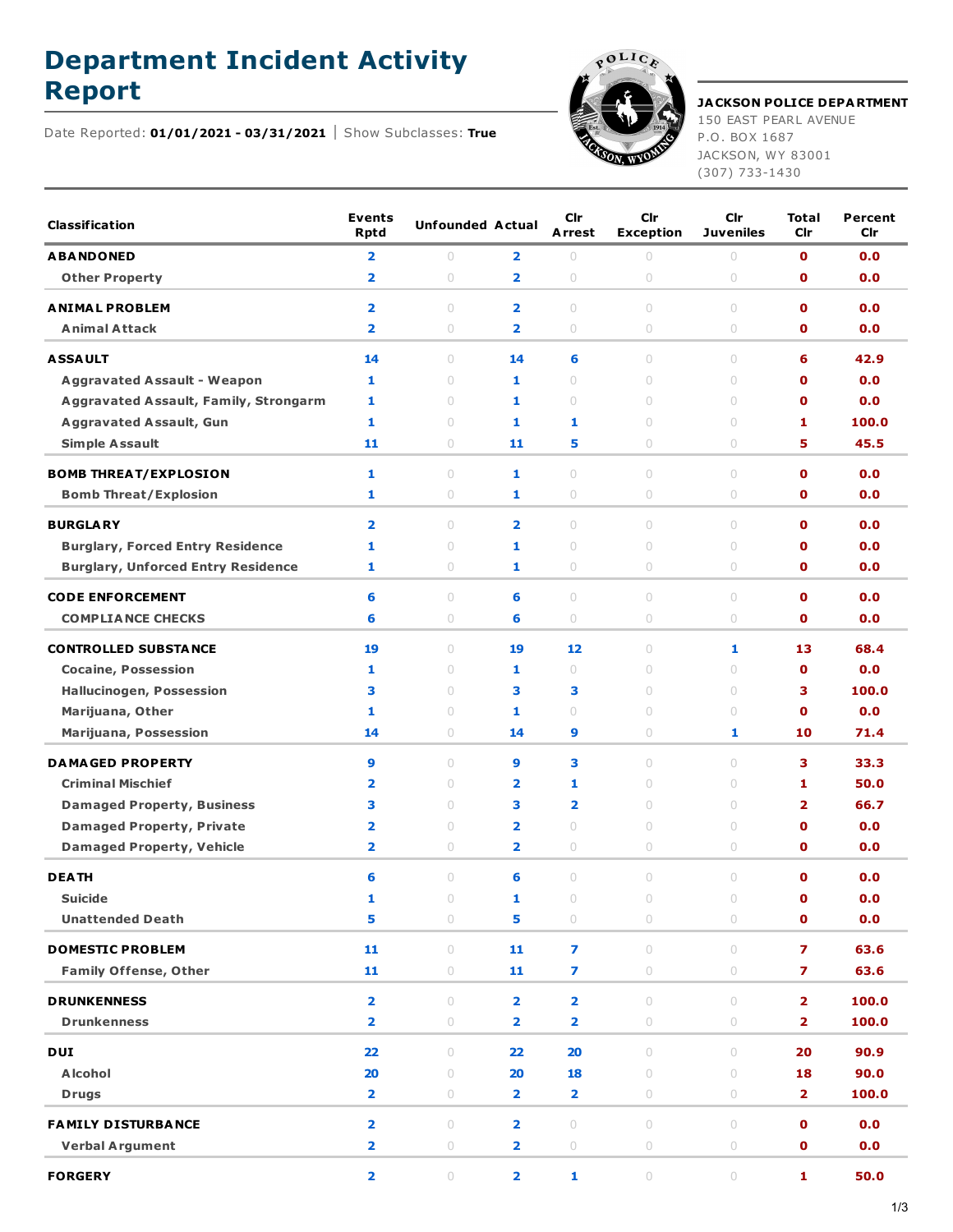# Department Incident Activity Report

Date Reported: **01/01/2021 - 03/31/2021** | Show Subclasses: **True**

**JACKSON POLICE DEPARTMENT**
150 EAST PEARL AVENUE
P.O. BOX 1687
JACKSON, WY 83001
(307) 733-1430

| Classification | Events Rptd | Unfounded | Actual | Clr Arrest | Clr Exception | Clr Juveniles | Total Clr | Percent Clr |
|---|---|---|---|---|---|---|---|---|
| **ABANDONED** | 2 | 0 | 2 | 0 | 0 | 0 | 0 | 0.0 |
| Other Property | 2 | 0 | 2 | 0 | 0 | 0 | 0 | 0.0 |
| **ANIMAL PROBLEM** | 2 | 0 | 2 | 0 | 0 | 0 | 0 | 0.0 |
| Animal Attack | 2 | 0 | 2 | 0 | 0 | 0 | 0 | 0.0 |
| **ASSAULT** | 14 | 0 | 14 | 6 | 0 | 0 | 6 | 42.9 |
| Aggravated Assault - Weapon | 1 | 0 | 1 | 0 | 0 | 0 | 0 | 0.0 |
| Aggravated Assault, Family, Strongarm | 1 | 0 | 1 | 0 | 0 | 0 | 0 | 0.0 |
| Aggravated Assault, Gun | 1 | 0 | 1 | 1 | 0 | 0 | 1 | 100.0 |
| Simple Assault | 11 | 0 | 11 | 5 | 0 | 0 | 5 | 45.5 |
| **BOMB THREAT/EXPLOSION** | 1 | 0 | 1 | 0 | 0 | 0 | 0 | 0.0 |
| Bomb Threat/Explosion | 1 | 0 | 1 | 0 | 0 | 0 | 0 | 0.0 |
| **BURGLARY** | 2 | 0 | 2 | 0 | 0 | 0 | 0 | 0.0 |
| Burglary, Forced Entry Residence | 1 | 0 | 1 | 0 | 0 | 0 | 0 | 0.0 |
| Burglary, Unforced Entry Residence | 1 | 0 | 1 | 0 | 0 | 0 | 0 | 0.0 |
| **CODE ENFORCEMENT** | 6 | 0 | 6 | 0 | 0 | 0 | 0 | 0.0 |
| COMPLIANCE CHECKS | 6 | 0 | 6 | 0 | 0 | 0 | 0 | 0.0 |
| **CONTROLLED SUBSTANCE** | 19 | 0 | 19 | 12 | 0 | 1 | 13 | 68.4 |
| Cocaine, Possession | 1 | 0 | 1 | 0 | 0 | 0 | 0 | 0.0 |
| Hallucinogen, Possession | 3 | 0 | 3 | 3 | 0 | 0 | 3 | 100.0 |
| Marijuana, Other | 1 | 0 | 1 | 0 | 0 | 0 | 0 | 0.0 |
| Marijuana, Possession | 14 | 0 | 14 | 9 | 0 | 1 | 10 | 71.4 |
| **DAMAGED PROPERTY** | 9 | 0 | 9 | 3 | 0 | 0 | 3 | 33.3 |
| Criminal Mischief | 2 | 0 | 2 | 1 | 0 | 0 | 1 | 50.0 |
| Damaged Property, Business | 3 | 0 | 3 | 2 | 0 | 0 | 2 | 66.7 |
| Damaged Property, Private | 2 | 0 | 2 | 0 | 0 | 0 | 0 | 0.0 |
| Damaged Property, Vehicle | 2 | 0 | 2 | 0 | 0 | 0 | 0 | 0.0 |
| **DEATH** | 6 | 0 | 6 | 0 | 0 | 0 | 0 | 0.0 |
| Suicide | 1 | 0 | 1 | 0 | 0 | 0 | 0 | 0.0 |
| Unattended Death | 5 | 0 | 5 | 0 | 0 | 0 | 0 | 0.0 |
| **DOMESTIC PROBLEM** | 11 | 0 | 11 | 7 | 0 | 0 | 7 | 63.6 |
| Family Offense, Other | 11 | 0 | 11 | 7 | 0 | 0 | 7 | 63.6 |
| **DRUNKENNESS** | 2 | 0 | 2 | 2 | 0 | 0 | 2 | 100.0 |
| Drunkenness | 2 | 0 | 2 | 2 | 0 | 0 | 2 | 100.0 |
| **DUI** | 22 | 0 | 22 | 20 | 0 | 0 | 20 | 90.9 |
| Alcohol | 20 | 0 | 20 | 18 | 0 | 0 | 18 | 90.0 |
| Drugs | 2 | 0 | 2 | 2 | 0 | 0 | 2 | 100.0 |
| **FAMILY DISTURBANCE** | 2 | 0 | 2 | 0 | 0 | 0 | 0 | 0.0 |
| Verbal Argument | 2 | 0 | 2 | 0 | 0 | 0 | 0 | 0.0 |
| **FORGERY** | 2 | 0 | 2 | 1 | 0 | 0 | 1 | 50.0 |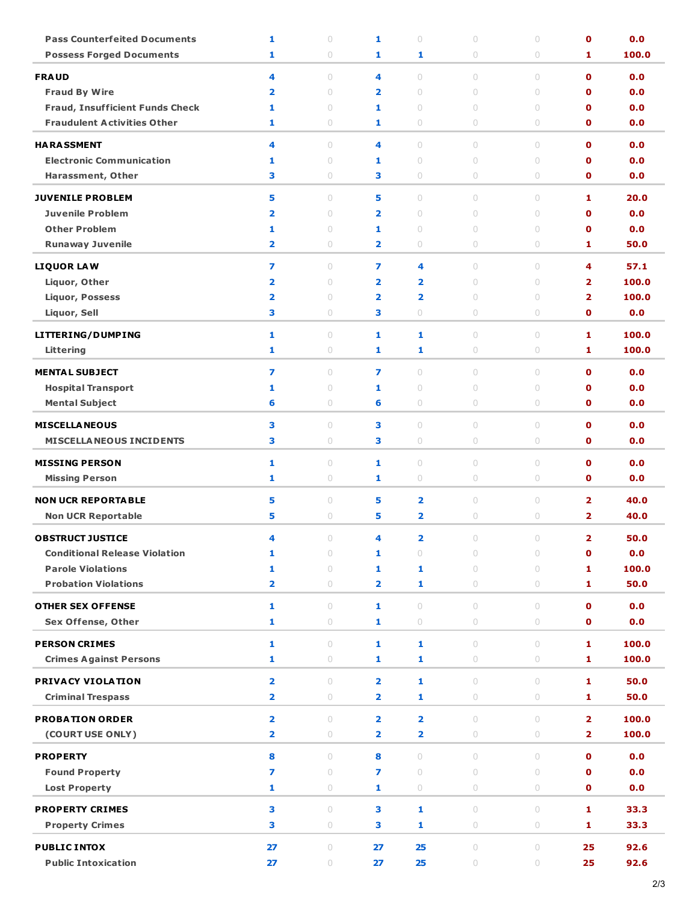| | | | | | | | | |
|---|---|---|---|---|---|---|---|---|
| Pass Counterfeited Documents | 1 | 0 | 1 | 0 | 0 | 0 | 0 | 0.0 |
| Possess Forged Documents | 1 | 0 | 1 | 1 | 0 | 0 | 1 | 100.0 |
| **FRAUD** | 4 | 0 | 4 | 0 | 0 | 0 | 0 | 0.0 |
| Fraud By Wire | 2 | 0 | 2 | 0 | 0 | 0 | 0 | 0.0 |
| Fraud, Insufficient Funds Check | 1 | 0 | 1 | 0 | 0 | 0 | 0 | 0.0 |
| Fraudulent Activities Other | 1 | 0 | 1 | 0 | 0 | 0 | 0 | 0.0 |
| **HARASSMENT** | 4 | 0 | 4 | 0 | 0 | 0 | 0 | 0.0 |
| Electronic Communication | 1 | 0 | 1 | 0 | 0 | 0 | 0 | 0.0 |
| Harassment, Other | 3 | 0 | 3 | 0 | 0 | 0 | 0 | 0.0 |
| **JUVENILE PROBLEM** | 5 | 0 | 5 | 0 | 0 | 0 | 1 | 20.0 |
| Juvenile Problem | 2 | 0 | 2 | 0 | 0 | 0 | 0 | 0.0 |
| Other Problem | 1 | 0 | 1 | 0 | 0 | 0 | 0 | 0.0 |
| Runaway Juvenile | 2 | 0 | 2 | 0 | 0 | 0 | 1 | 50.0 |
| **LIQUOR LAW** | 7 | 0 | 7 | 4 | 0 | 0 | 4 | 57.1 |
| Liquor, Other | 2 | 0 | 2 | 2 | 0 | 0 | 2 | 100.0 |
| Liquor, Possess | 2 | 0 | 2 | 2 | 0 | 0 | 2 | 100.0 |
| Liquor, Sell | 3 | 0 | 3 | 0 | 0 | 0 | 0 | 0.0 |
| **LITTERING/DUMPING** | 1 | 0 | 1 | 1 | 0 | 0 | 1 | 100.0 |
| Littering | 1 | 0 | 1 | 1 | 0 | 0 | 1 | 100.0 |
| **MENTAL SUBJECT** | 7 | 0 | 7 | 0 | 0 | 0 | 0 | 0.0 |
| Hospital Transport | 1 | 0 | 1 | 0 | 0 | 0 | 0 | 0.0 |
| Mental Subject | 6 | 0 | 6 | 0 | 0 | 0 | 0 | 0.0 |
| **MISCELLANEOUS** | 3 | 0 | 3 | 0 | 0 | 0 | 0 | 0.0 |
| MISCELLANEOUS INCIDENTS | 3 | 0 | 3 | 0 | 0 | 0 | 0 | 0.0 |
| **MISSING PERSON** | 1 | 0 | 1 | 0 | 0 | 0 | 0 | 0.0 |
| Missing Person | 1 | 0 | 1 | 0 | 0 | 0 | 0 | 0.0 |
| **NON UCR REPORTABLE** | 5 | 0 | 5 | 2 | 0 | 0 | 2 | 40.0 |
| Non UCR Reportable | 5 | 0 | 5 | 2 | 0 | 0 | 2 | 40.0 |
| **OBSTRUCT JUSTICE** | 4 | 0 | 4 | 2 | 0 | 0 | 2 | 50.0 |
| Conditional Release Violation | 1 | 0 | 1 | 0 | 0 | 0 | 0 | 0.0 |
| Parole Violations | 1 | 0 | 1 | 1 | 0 | 0 | 1 | 100.0 |
| Probation Violations | 2 | 0 | 2 | 1 | 0 | 0 | 1 | 50.0 |
| **OTHER SEX OFFENSE** | 1 | 0 | 1 | 0 | 0 | 0 | 0 | 0.0 |
| Sex Offense, Other | 1 | 0 | 1 | 0 | 0 | 0 | 0 | 0.0 |
| **PERSON CRIMES** | 1 | 0 | 1 | 1 | 0 | 0 | 1 | 100.0 |
| Crimes Against Persons | 1 | 0 | 1 | 1 | 0 | 0 | 1 | 100.0 |
| **PRIVACY VIOLATION** | 2 | 0 | 2 | 1 | 0 | 0 | 1 | 50.0 |
| Criminal Trespass | 2 | 0 | 2 | 1 | 0 | 0 | 1 | 50.0 |
| **PROBATION ORDER** | 2 | 0 | 2 | 2 | 0 | 0 | 2 | 100.0 |
| (COURT USE ONLY) | 2 | 0 | 2 | 2 | 0 | 0 | 2 | 100.0 |
| **PROPERTY** | 8 | 0 | 8 | 0 | 0 | 0 | 0 | 0.0 |
| Found Property | 7 | 0 | 7 | 0 | 0 | 0 | 0 | 0.0 |
| Lost Property | 1 | 0 | 1 | 0 | 0 | 0 | 0 | 0.0 |
| **PROPERTY CRIMES** | 3 | 0 | 3 | 1 | 0 | 0 | 1 | 33.3 |
| Property Crimes | 3 | 0 | 3 | 1 | 0 | 0 | 1 | 33.3 |
| **PUBLIC INTOX** | 27 | 0 | 27 | 25 | 0 | 0 | 25 | 92.6 |
| Public Intoxication | 27 | 0 | 27 | 25 | 0 | 0 | 25 | 92.6 |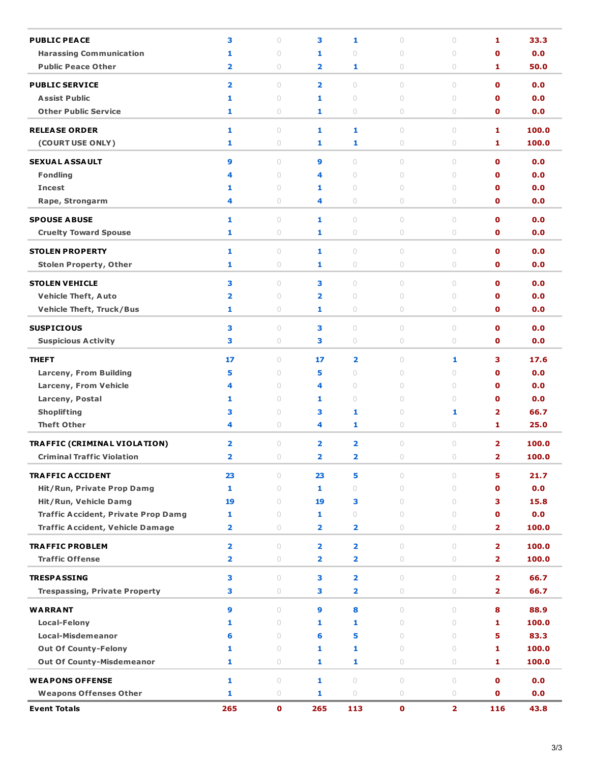| | | | | | | | | |
|---|---|---|---|---|---|---|---|---|
| **PUBLIC PEACE** | 3 | 0 | 3 | 1 | 0 | 0 | 1 | 33.3 |
| Harassing Communication | 1 | 0 | 1 | 0 | 0 | 0 | 0 | 0.0 |
| Public Peace Other | 2 | 0 | 2 | 1 | 0 | 0 | 1 | 50.0 |
| **PUBLIC SERVICE** | 2 | 0 | 2 | 0 | 0 | 0 | 0 | 0.0 |
| Assist Public | 1 | 0 | 1 | 0 | 0 | 0 | 0 | 0.0 |
| Other Public Service | 1 | 0 | 1 | 0 | 0 | 0 | 0 | 0.0 |
| **RELEASE ORDER** | 1 | 0 | 1 | 1 | 0 | 0 | 1 | 100.0 |
| (COURT USE ONLY) | 1 | 0 | 1 | 1 | 0 | 0 | 1 | 100.0 |
| **SEXUAL ASSAULT** | 9 | 0 | 9 | 0 | 0 | 0 | 0 | 0.0 |
| Fondling | 4 | 0 | 4 | 0 | 0 | 0 | 0 | 0.0 |
| Incest | 1 | 0 | 1 | 0 | 0 | 0 | 0 | 0.0 |
| Rape, Strongarm | 4 | 0 | 4 | 0 | 0 | 0 | 0 | 0.0 |
| **SPOUSE ABUSE** | 1 | 0 | 1 | 0 | 0 | 0 | 0 | 0.0 |
| Cruelty Toward Spouse | 1 | 0 | 1 | 0 | 0 | 0 | 0 | 0.0 |
| **STOLEN PROPERTY** | 1 | 0 | 1 | 0 | 0 | 0 | 0 | 0.0 |
| Stolen Property, Other | 1 | 0 | 1 | 0 | 0 | 0 | 0 | 0.0 |
| **STOLEN VEHICLE** | 3 | 0 | 3 | 0 | 0 | 0 | 0 | 0.0 |
| Vehicle Theft, Auto | 2 | 0 | 2 | 0 | 0 | 0 | 0 | 0.0 |
| Vehicle Theft, Truck/Bus | 1 | 0 | 1 | 0 | 0 | 0 | 0 | 0.0 |
| **SUSPICIOUS** | 3 | 0 | 3 | 0 | 0 | 0 | 0 | 0.0 |
| Suspicious Activity | 3 | 0 | 3 | 0 | 0 | 0 | 0 | 0.0 |
| **THEFT** | 17 | 0 | 17 | 2 | 0 | 1 | 3 | 17.6 |
| Larceny, From Building | 5 | 0 | 5 | 0 | 0 | 0 | 0 | 0.0 |
| Larceny, From Vehicle | 4 | 0 | 4 | 0 | 0 | 0 | 0 | 0.0 |
| Larceny, Postal | 1 | 0 | 1 | 0 | 0 | 0 | 0 | 0.0 |
| Shoplifting | 3 | 0 | 3 | 1 | 0 | 1 | 2 | 66.7 |
| Theft Other | 4 | 0 | 4 | 1 | 0 | 0 | 1 | 25.0 |
| **TRAFFIC (CRIMINAL VIOLATION)** | 2 | 0 | 2 | 2 | 0 | 0 | 2 | 100.0 |
| Criminal Traffic Violation | 2 | 0 | 2 | 2 | 0 | 0 | 2 | 100.0 |
| **TRAFFIC ACCIDENT** | 23 | 0 | 23 | 5 | 0 | 0 | 5 | 21.7 |
| Hit/Run, Private Prop Damg | 1 | 0 | 1 | 0 | 0 | 0 | 0 | 0.0 |
| Hit/Run, Vehicle Damg | 19 | 0 | 19 | 3 | 0 | 0 | 3 | 15.8 |
| Traffic Accident, Private Prop Damg | 1 | 0 | 1 | 0 | 0 | 0 | 0 | 0.0 |
| Traffic Accident, Vehicle Damage | 2 | 0 | 2 | 2 | 0 | 0 | 2 | 100.0 |
| **TRAFFIC PROBLEM** | 2 | 0 | 2 | 2 | 0 | 0 | 2 | 100.0 |
| Traffic Offense | 2 | 0 | 2 | 2 | 0 | 0 | 2 | 100.0 |
| **TRESPASSING** | 3 | 0 | 3 | 2 | 0 | 0 | 2 | 66.7 |
| Trespassing, Private Property | 3 | 0 | 3 | 2 | 0 | 0 | 2 | 66.7 |
| **WARRANT** | 9 | 0 | 9 | 8 | 0 | 0 | 8 | 88.9 |
| Local-Felony | 1 | 0 | 1 | 1 | 0 | 0 | 1 | 100.0 |
| Local-Misdemeanor | 6 | 0 | 6 | 5 | 0 | 0 | 5 | 83.3 |
| Out Of County-Felony | 1 | 0 | 1 | 1 | 0 | 0 | 1 | 100.0 |
| Out Of County-Misdemeanor | 1 | 0 | 1 | 1 | 0 | 0 | 1 | 100.0 |
| **WEAPONS OFFENSE** | 1 | 0 | 1 | 0 | 0 | 0 | 0 | 0.0 |
| Weapons Offenses Other | 1 | 0 | 1 | 0 | 0 | 0 | 0 | 0.0 |
| **Event Totals** | 265 | 0 | 265 | 113 | 0 | 2 | 116 | 43.8 |